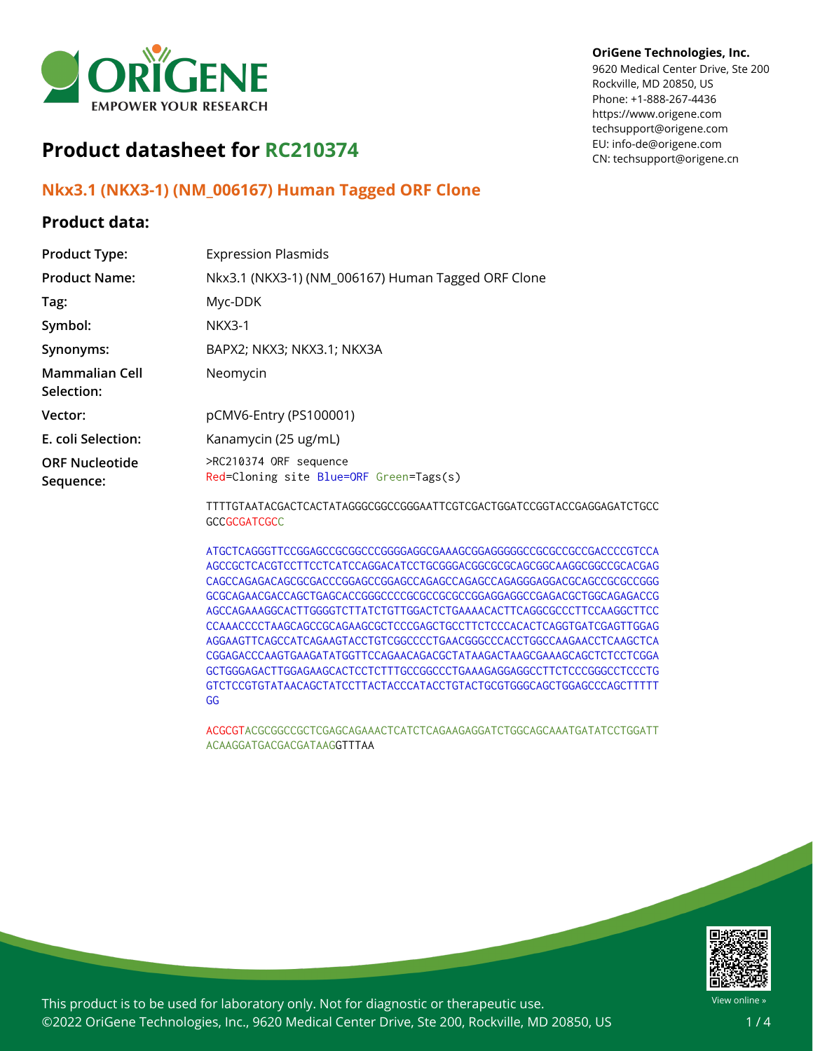OriGene Technologies, Inc.
9620 Medical Center Drive, Ste 200
Rockville, MD 20850, US
Phone: +1-888-267-4436
https://www.origene.com
techsupport@origene.com
EU: info-de@origene.com
CN: techsupport@origene.cn

# Product datasheet for RC210374

## Nkx3.1 (NKX3-1) (NM_006167) Human Tagged ORF Clone

### Product data:

| | |
|---|---|
| **Product Type:** | Expression Plasmids |
| **Product Name:** | Nkx3.1 (NKX3-1) (NM_006167) Human Tagged ORF Clone |
| **Tag:** | Myc-DDK |
| **Symbol:** | NKX3-1 |
| **Synonyms:** | BAPX2; NKX3; NKX3.1; NKX3A |
| **Mammalian Cell Selection:** | Neomycin |
| **Vector:** | pCMV6-Entry (PS100001) |
| **E. coli Selection:** | Kanamycin (25 ug/mL) |
| **ORF Nucleotide Sequence:** | >RC210374 ORF sequence<br>Red=Cloning site Blue=ORF Green=Tags(s) |

```
TTTTGTAATACGACTCACTATAGGGCGGCCGGGAATTCGTCGACTGGATCCGGTACCGAGGAGATCTGCC
GCCGCGATCGCC

ATGCTCAGGGTTCCGGAGCCGCGGCCCGGGGAGGCGAAAGCGGAGGGGGCCGCGCCGCCGACCCCGTCCA
AGCCGCTCACGTCCTTCCTCATCCAGGACATCCTGCGGGACGGCGCGCAGCGGCAAGGCGGCCGCACGAG
CAGCCAGAGACAGCGCGACCCGGAGCCGGAGCCAGAGCCAGAGCCAGAGGGAGGACGCAGCCGCGCCGGG
GCGCAGAACGACCAGCTGAGCACCGGGCCCCGCGCCGCGCCGGAGGAGGCCGAGACGCTGGCAGAGACCG
AGCCAGAAAGGCACTTGGGGTCTTATCTGTTGGACTCTGAAAACACTTCAGGCGCCCTTCCAAGGCTTCC
CCAAACCCCTAAGCAGCCGCAGAAGCGCTCCCGAGCTGCCTTCTCCCACACTCAGGTGATCGAGTTGGAG
AGGAAGTTCAGCCATCAGAAGTACCTGTCGGCCCCTGAACGGGCCCACCTGGCCAAGAACCTCAAGCTCA
CGGAGACCCAAGTGAAGATATGGTTCCAGAACAGACGCTATAAGACTAAGCGAAAGCAGCTCTCCTCGGA
GCTGGGAGACTTGGAGAAGCACTCCTCTTTGCCGGCCCTGAAAGAGGAGGCCTTCTCCCGGGCCTCCCTG
GTCTCCGTGTATAACAGCTATCCTTACTACCCATACCTGTACTGCGTGGGCAGCTGGAGCCCAGCTTTTT
GG

ACGCGTACGCGGCCGCTCGAGCAGAAACTCATCTCAGAAGAGGATCTGGCAGCAAATGATATCCTGGATT
ACAAGGATGACGACGATAAGGTTTAA
```

This product is to be used for laboratory only. Not for diagnostic or therapeutic use.
©2022 OriGene Technologies, Inc., 9620 Medical Center Drive, Ste 200, Rockville, MD 20850, US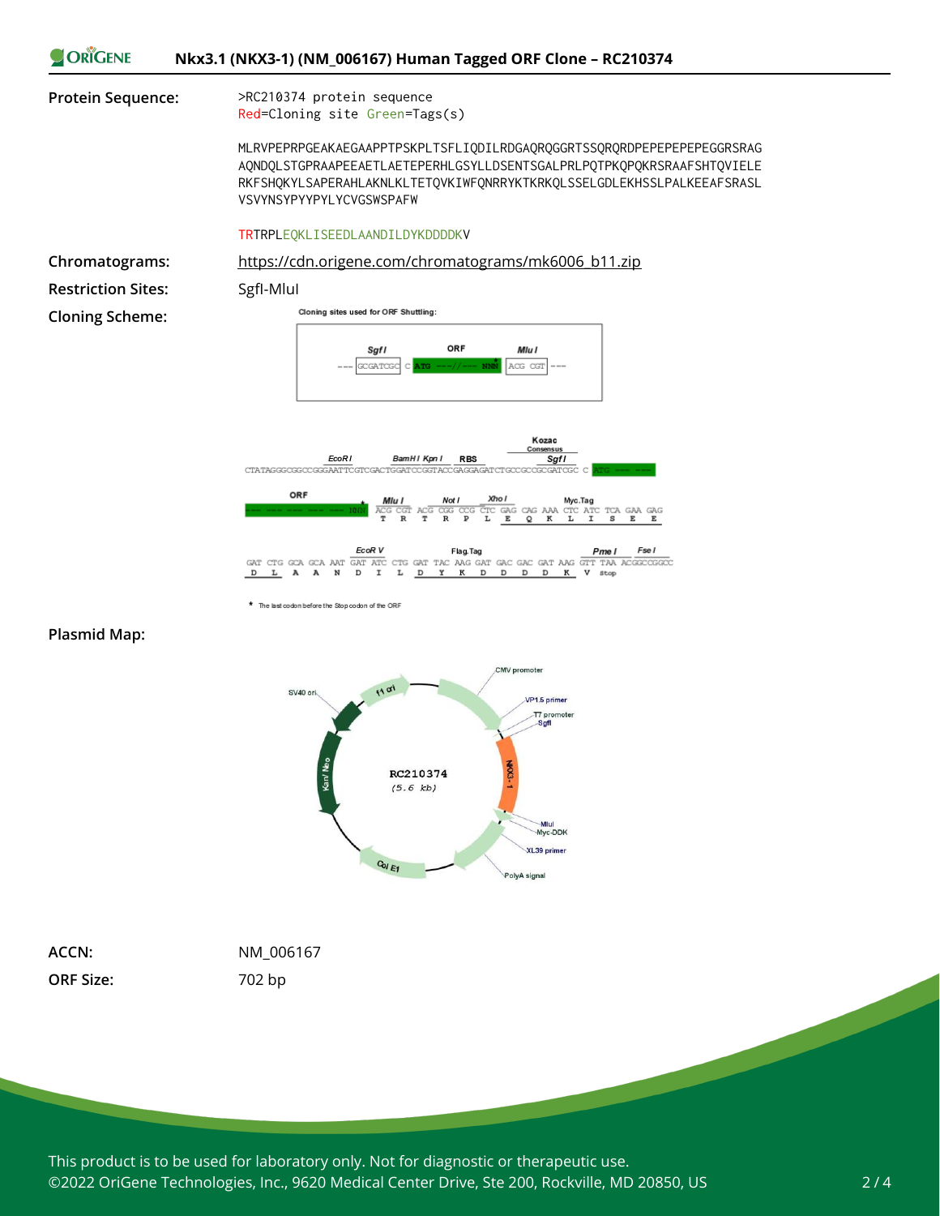# Nkx3.1 (NKX3-1) (NM_006167) Human Tagged ORF Clone – RC210374

**Protein Sequence:**

>RC210374 protein sequence
Red=Cloning site Green=Tags(s)

MLRVPEPRPGEAKAEGAAPPTPSKPLTSFLIQDILRDGAQRQGGRTSSQRQRDPEPEPEPEPEGGRSRAG
AQNDQLSTGPRAAPEEAETLAETEPERHLGSYLLDSENTSGALPRLPQTPKQPQKRSRAAFSHTQVIELE
RKFSHQKYLSAPERAHLAKNLKLTETQVKIWFQNRRYKTKRKQLSSELGDLEKHSSLPALKEEAFSRASL
VSVYNSYPYYPYLYCVGSWSPAFW

TRTRPLEQKLISEEDLAANDILDYKDDDDKV

**Chromatograms:** https://cdn.origene.com/chromatograms/mk6006_b11.zip

**Restriction Sites:** SgfI-MluI

**Cloning Scheme:**

Cloning sites used for ORF Shuttling:

--- SgfI GCGATCGC C ATG ---//--- NNN MluI ACG CGT ---

CTATAGGGCGGCCGGGAATTCGTCGACTGGATCCGGTACCGAGGAGATCTGCCGCCGCGATCGC C ATG --- ---

ORF --- --- --- --- --- NNN ACG CGT ACG CGG CCG CTC GAG CAG AAA CTC ATC TCA GAA GAG
T R T R P L E Q K L I S E E

GAT CTG GCA GCA AAT GAT ATC CTG GAT TAC AAG GAT GAC GAC GAT AAG GTT TAA ACGGCCGGCC
D L A A N D I L D Y K D D D D K V stop

\* The last codon before the Stop codon of the ORF

**Plasmid Map:**

RC210374 (5.6 kb)

**ACCN:** NM_006167

**ORF Size:** 702 bp

This product is to be used for laboratory only. Not for diagnostic or therapeutic use.
©2022 OriGene Technologies, Inc., 9620 Medical Center Drive, Ste 200, Rockville, MD 20850, US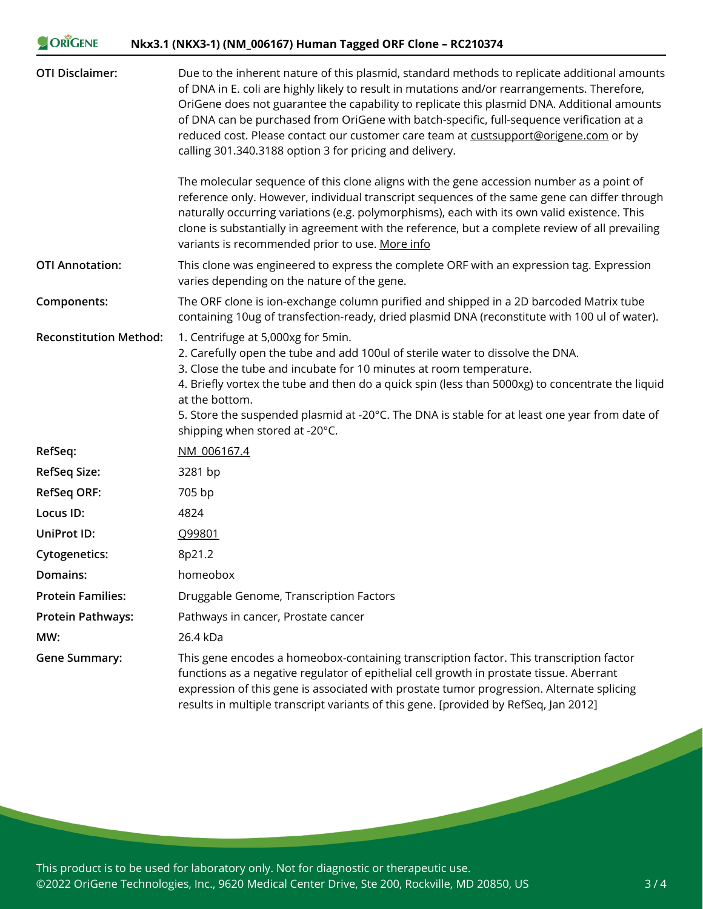| | |
|---|---|
| **OTI Disclaimer:** | Due to the inherent nature of this plasmid, standard methods to replicate additional amounts of DNA in E. coli are highly likely to result in mutations and/or rearrangements. Therefore, OriGene does not guarantee the capability to replicate this plasmid DNA. Additional amounts of DNA can be purchased from OriGene with batch-specific, full-sequence verification at a reduced cost. Please contact our customer care team at custsupport@origene.com or by calling 301.340.3188 option 3 for pricing and delivery.<br><br>The molecular sequence of this clone aligns with the gene accession number as a point of reference only. However, individual transcript sequences of the same gene can differ through naturally occurring variations (e.g. polymorphisms), each with its own valid existence. This clone is substantially in agreement with the reference, but a complete review of all prevailing variants is recommended prior to use. More info |
| **OTI Annotation:** | This clone was engineered to express the complete ORF with an expression tag. Expression varies depending on the nature of the gene. |
| **Components:** | The ORF clone is ion-exchange column purified and shipped in a 2D barcoded Matrix tube containing 10ug of transfection-ready, dried plasmid DNA (reconstitute with 100 ul of water). |
| **Reconstitution Method:** | 1. Centrifuge at 5,000xg for 5min.<br>2. Carefully open the tube and add 100ul of sterile water to dissolve the DNA.<br>3. Close the tube and incubate for 10 minutes at room temperature.<br>4. Briefly vortex the tube and then do a quick spin (less than 5000xg) to concentrate the liquid at the bottom.<br>5. Store the suspended plasmid at -20°C. The DNA is stable for at least one year from date of shipping when stored at -20°C. |
| **RefSeq:** | NM_006167.4 |
| **RefSeq Size:** | 3281 bp |
| **RefSeq ORF:** | 705 bp |
| **Locus ID:** | 4824 |
| **UniProt ID:** | Q99801 |
| **Cytogenetics:** | 8p21.2 |
| **Domains:** | homeobox |
| **Protein Families:** | Druggable Genome, Transcription Factors |
| **Protein Pathways:** | Pathways in cancer, Prostate cancer |
| **MW:** | 26.4 kDa |
| **Gene Summary:** | This gene encodes a homeobox-containing transcription factor. This transcription factor functions as a negative regulator of epithelial cell growth in prostate tissue. Aberrant expression of this gene is associated with prostate tumor progression. Alternate splicing results in multiple transcript variants of this gene. [provided by RefSeq, Jan 2012] |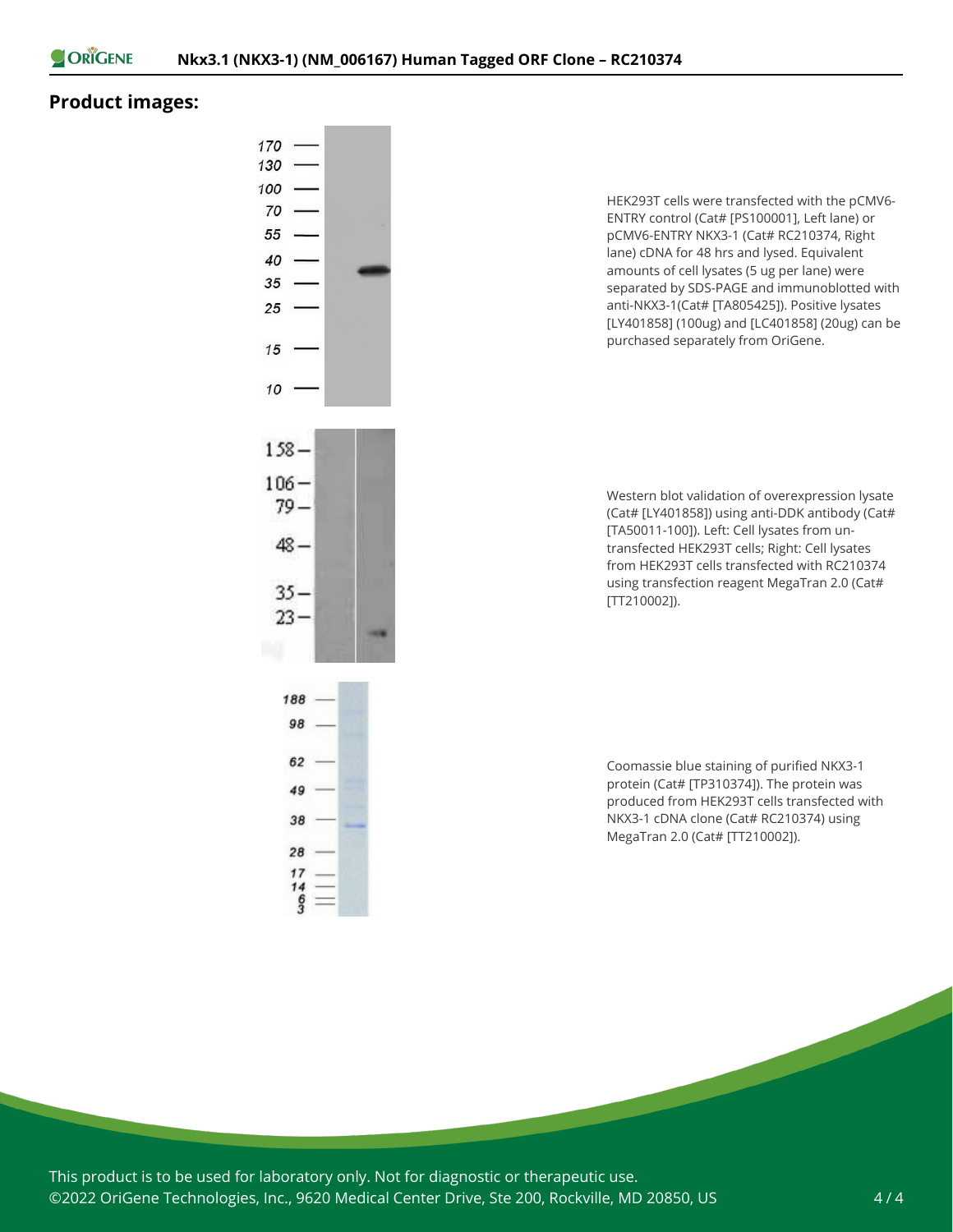## Product images:

170
130
100
70
55
40
35
25
15
10

HEK293T cells were transfected with the pCMV6-ENTRY control (Cat# [PS100001], Left lane) or pCMV6-ENTRY NKX3-1 (Cat# RC210374, Right lane) cDNA for 48 hrs and lysed. Equivalent amounts of cell lysates (5 ug per lane) were separated by SDS-PAGE and immunoblotted with anti-NKX3-1(Cat# [TA805425]). Positive lysates [LY401858] (100ug) and [LC401858] (20ug) can be purchased separately from OriGene.

158
106
79
48
35
23

Western blot validation of overexpression lysate (Cat# [LY401858]) using anti-DDK antibody (Cat# [TA50011-100]). Left: Cell lysates from un-transfected HEK293T cells; Right: Cell lysates from HEK293T cells transfected with RC210374 using transfection reagent MegaTran 2.0 (Cat# [TT210002]).

188
98
62
49
38
28
17
14
6
3

Coomassie blue staining of purified NKX3-1 protein (Cat# [TP310374]). The protein was produced from HEK293T cells transfected with NKX3-1 cDNA clone (Cat# RC210374) using MegaTran 2.0 (Cat# [TT210002]).

This product is to be used for laboratory only. Not for diagnostic or therapeutic use.
©2022 OriGene Technologies, Inc., 9620 Medical Center Drive, Ste 200, Rockville, MD 20850, US